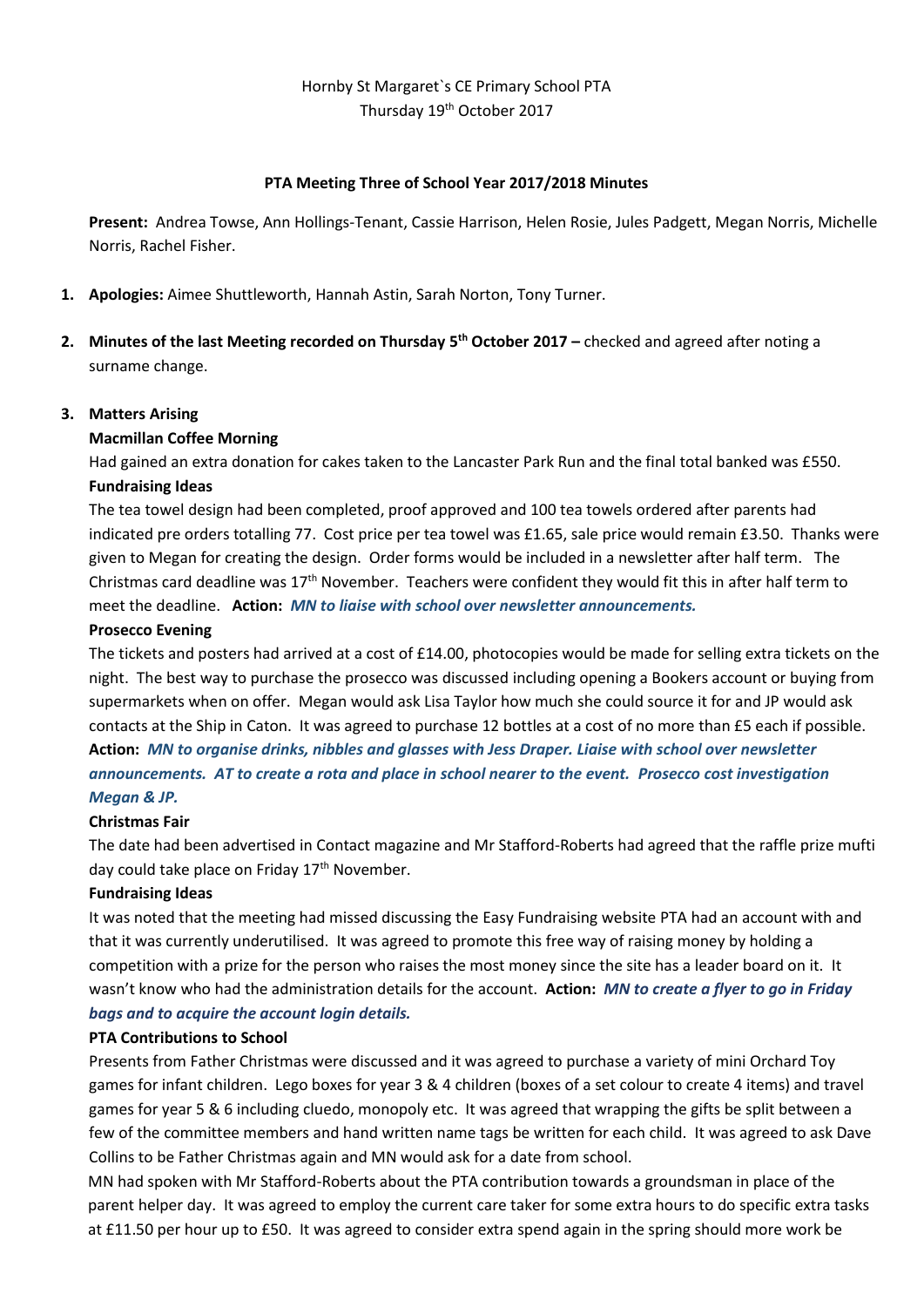Hornby St Margaret`s CE Primary School PTA
Thursday 19th October 2017

**PTA Meeting Three of School Year 2017/2018 Minutes**

**Present:** Andrea Towse, Ann Hollings-Tenant, Cassie Harrison, Helen Rosie, Jules Padgett, Megan Norris, Michelle Norris, Rachel Fisher.

1. **Apologies:** Aimee Shuttleworth, Hannah Astin, Sarah Norton, Tony Turner.

2. **Minutes of the last Meeting recorded on Thursday 5th October 2017 –** checked and agreed after noting a surname change.

3. **Matters Arising**

**Macmillan Coffee Morning**

Had gained an extra donation for cakes taken to the Lancaster Park Run and the final total banked was £550.

**Fundraising Ideas**

The tea towel design had been completed, proof approved and 100 tea towels ordered after parents had indicated pre orders totalling 77. Cost price per tea towel was £1.65, sale price would remain £3.50. Thanks were given to Megan for creating the design. Order forms would be included in a newsletter after half term. The Christmas card deadline was 17th November. Teachers were confident they would fit this in after half term to meet the deadline. **Action:** ***MN to liaise with school over newsletter announcements.***

**Prosecco Evening**

The tickets and posters had arrived at a cost of £14.00, photocopies would be made for selling extra tickets on the night. The best way to purchase the prosecco was discussed including opening a Bookers account or buying from supermarkets when on offer. Megan would ask Lisa Taylor how much she could source it for and JP would ask contacts at the Ship in Caton. It was agreed to purchase 12 bottles at a cost of no more than £5 each if possible. **Action:** ***MN to organise drinks, nibbles and glasses with Jess Draper. Liaise with school over newsletter announcements. AT to create a rota and place in school nearer to the event. Prosecco cost investigation Megan & JP.***

**Christmas Fair**

The date had been advertised in Contact magazine and Mr Stafford-Roberts had agreed that the raffle prize mufti day could take place on Friday 17th November.

**Fundraising Ideas**

It was noted that the meeting had missed discussing the Easy Fundraising website PTA had an account with and that it was currently underutilised. It was agreed to promote this free way of raising money by holding a competition with a prize for the person who raises the most money since the site has a leader board on it. It wasn't know who had the administration details for the account. **Action:** ***MN to create a flyer to go in Friday bags and to acquire the account login details.***

**PTA Contributions to School**

Presents from Father Christmas were discussed and it was agreed to purchase a variety of mini Orchard Toy games for infant children. Lego boxes for year 3 & 4 children (boxes of a set colour to create 4 items) and travel games for year 5 & 6 including cluedo, monopoly etc. It was agreed that wrapping the gifts be split between a few of the committee members and hand written name tags be written for each child. It was agreed to ask Dave Collins to be Father Christmas again and MN would ask for a date from school.

MN had spoken with Mr Stafford-Roberts about the PTA contribution towards a groundsman in place of the parent helper day. It was agreed to employ the current care taker for some extra hours to do specific extra tasks at £11.50 per hour up to £50. It was agreed to consider extra spend again in the spring should more work be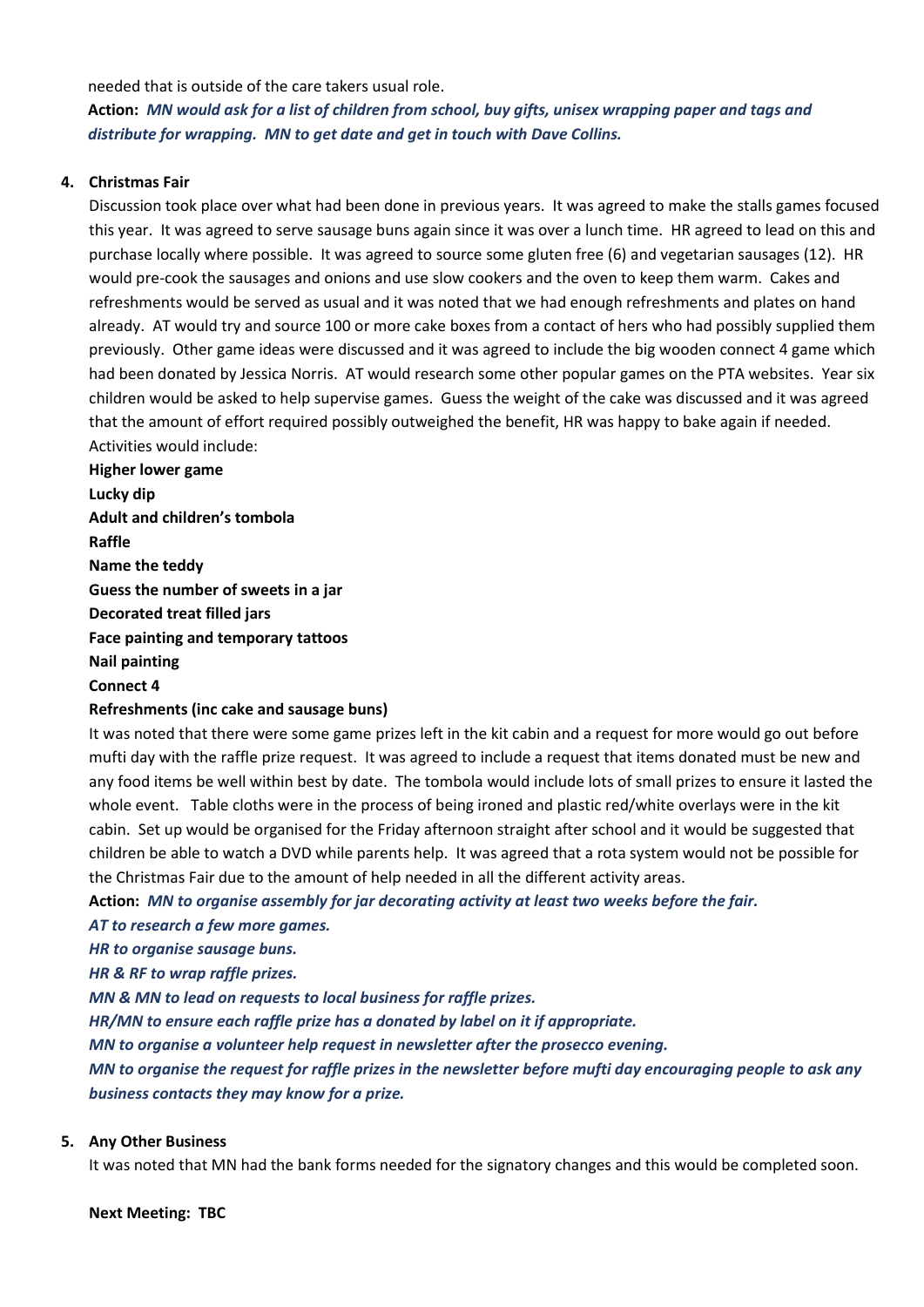needed that is outside of the care takers usual role.

**Action:** ***MN would ask for a list of children from school, buy gifts, unisex wrapping paper and tags and distribute for wrapping. MN to get date and get in touch with Dave Collins.***

4. **Christmas Fair**

Discussion took place over what had been done in previous years. It was agreed to make the stalls games focused this year. It was agreed to serve sausage buns again since it was over a lunch time. HR agreed to lead on this and purchase locally where possible. It was agreed to source some gluten free (6) and vegetarian sausages (12). HR would pre-cook the sausages and onions and use slow cookers and the oven to keep them warm. Cakes and refreshments would be served as usual and it was noted that we had enough refreshments and plates on hand already. AT would try and source 100 or more cake boxes from a contact of hers who had possibly supplied them previously. Other game ideas were discussed and it was agreed to include the big wooden connect 4 game which had been donated by Jessica Norris. AT would research some other popular games on the PTA websites. Year six children would be asked to help supervise games. Guess the weight of the cake was discussed and it was agreed that the amount of effort required possibly outweighed the benefit, HR was happy to bake again if needed. Activities would include:

**Higher lower game**
**Lucky dip**
**Adult and children's tombola**
**Raffle**
**Name the teddy**
**Guess the number of sweets in a jar**
**Decorated treat filled jars**
**Face painting and temporary tattoos**
**Nail painting**
**Connect 4**
**Refreshments (inc cake and sausage buns)**

It was noted that there were some game prizes left in the kit cabin and a request for more would go out before mufti day with the raffle prize request. It was agreed to include a request that items donated must be new and any food items be well within best by date. The tombola would include lots of small prizes to ensure it lasted the whole event. Table cloths were in the process of being ironed and plastic red/white overlays were in the kit cabin. Set up would be organised for the Friday afternoon straight after school and it would be suggested that children be able to watch a DVD while parents help. It was agreed that a rota system would not be possible for the Christmas Fair due to the amount of help needed in all the different activity areas.

**Action:** ***MN to organise assembly for jar decorating activity at least two weeks before the fair.***
***AT to research a few more games.***
***HR to organise sausage buns.***
***HR & RF to wrap raffle prizes.***
***MN & MN to lead on requests to local business for raffle prizes.***
***HR/MN to ensure each raffle prize has a donated by label on it if appropriate.***
***MN to organise a volunteer help request in newsletter after the prosecco evening.***
***MN to organise the request for raffle prizes in the newsletter before mufti day encouraging people to ask any business contacts they may know for a prize.***

5. **Any Other Business**

It was noted that MN had the bank forms needed for the signatory changes and this would be completed soon.

**Next Meeting: TBC**